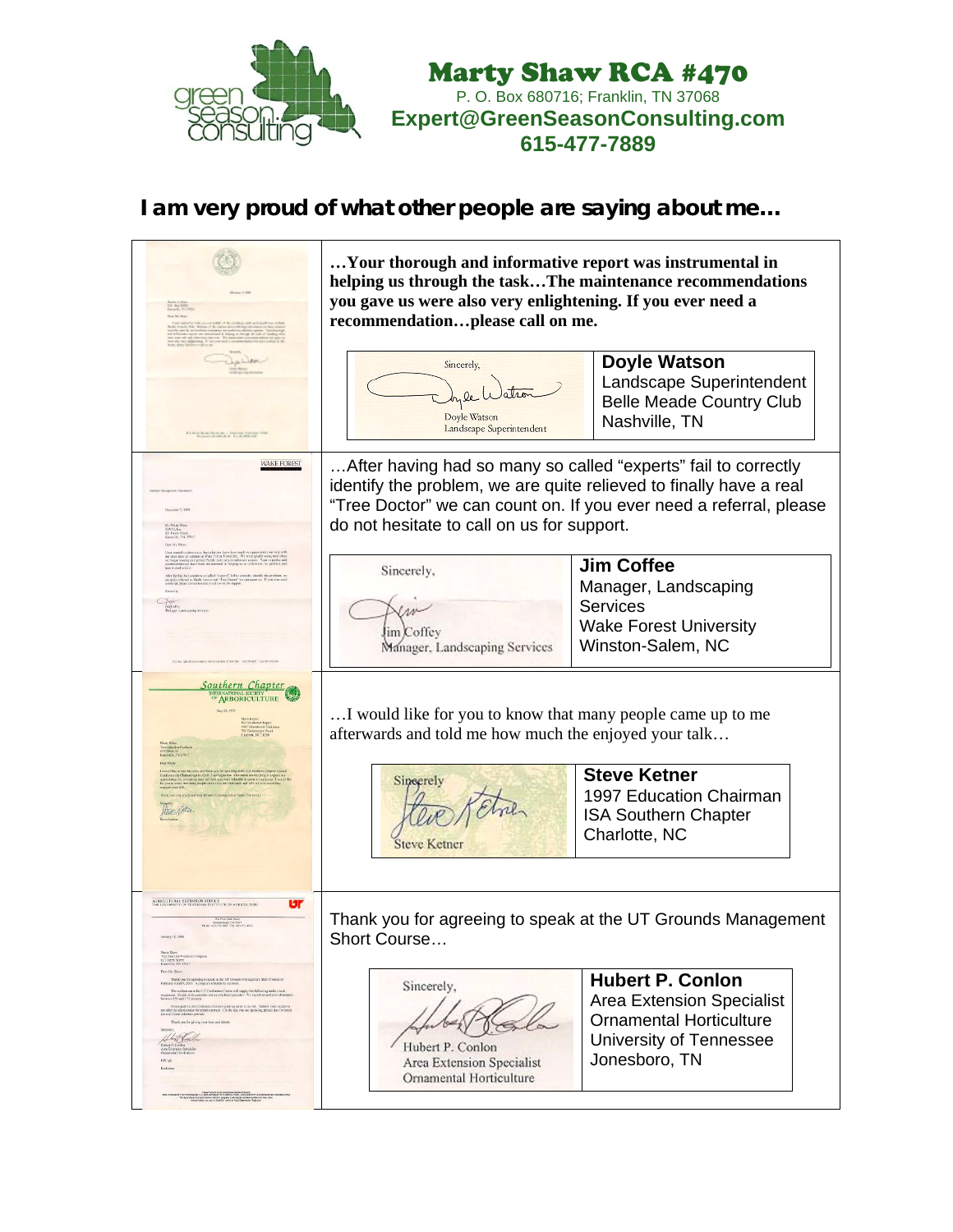# Marty Shaw RCA #470

P. O. Box 680716; Franklin, TN 37068

**Expert@GreenSeasonConsulting.com**

**615-477-7889**

## I am very proud of what other people are saying about me…

**…Your thorough and informative report was instrumental in helping us through the task…The maintenance recommendations you gave us were also very enlightening. If you ever need a recommendation…please call on me.**

Sincerely,

Doyle Watson
Landscape Superintendent

**Doyle Watson**
Landscape Superintendent
Belle Meade Country Club
Nashville, TN

…After having had so many so called "experts" fail to correctly identify the problem, we are quite relieved to finally have a real "Tree Doctor" we can count on. If you ever need a referral, please do not hesitate to call on us for support.

Sincerely,

Jim Coffey
Manager, Landscaping Services

**Jim Coffee**
Manager, Landscaping Services
Wake Forest University
Winston-Salem, NC

…I would like for you to know that many people came up to me afterwards and told me how much the enjoyed your talk…

Sincerely

Steve Ketner

**Steve Ketner**
1997 Education Chairman
ISA Southern Chapter
Charlotte, NC

Thank you for agreeing to speak at the UT Grounds Management Short Course…

Sincerely,

Hubert P. Conlon
Area Extension Specialist
Ornamental Horticulture

**Hubert P. Conlon**
Area Extension Specialist
Ornamental Horticulture
University of Tennessee
Jonesboro, TN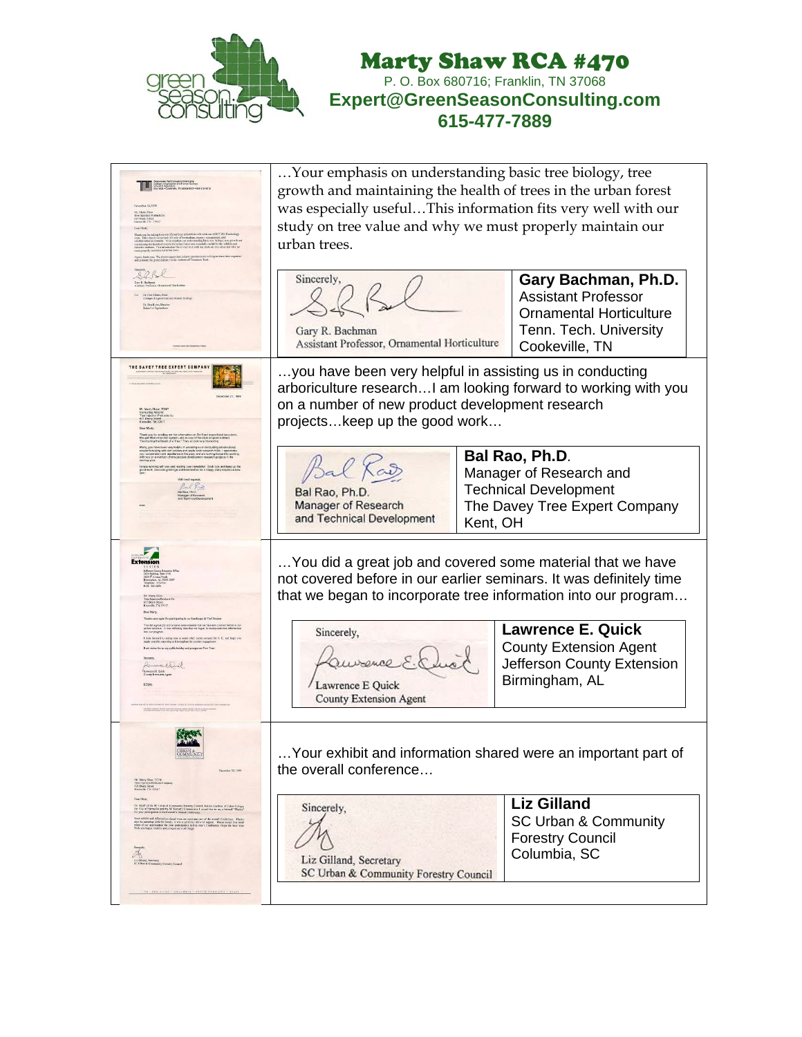# Marty Shaw RCA #470

P. O. Box 680716; Franklin, TN 37068

**Expert@GreenSeasonConsulting.com**

**615-477-7889**

…Your emphasis on understanding basic tree biology, tree growth and maintaining the health of trees in the urban forest was especially useful…This information fits very well with our study on tree value and why we must properly maintain our urban trees.

Sincerely,

Gary R. Bachman
Assistant Professor, Ornamental Horticulture

**Gary Bachman, Ph.D.**
Assistant Professor
Ornamental Horticulture
Tenn. Tech. University
Cookeville, TN

…you have been very helpful in assisting us in conducting arboriculture research…I am looking forward to working with you on a number of new product development research projects…keep up the good work…

Bal Rao, Ph.D.
Manager of Research
and Technical Development

**Bal Rao, Ph.D.**
Manager of Research and
Technical Development
The Davey Tree Expert Company
Kent, OH

…You did a great job and covered some material that we have not covered before in our earlier seminars. It was definitely time that we began to incorporate tree information into our program…

Sincerely,

Lawrence E Quick
County Extension Agent

**Lawrence E. Quick**
County Extension Agent
Jefferson County Extension
Birmingham, AL

…Your exhibit and information shared were an important part of the overall conference…

Sincerely,

Liz Gilland, Secretary
SC Urban & Community Forestry Council

**Liz Gilland**
SC Urban & Community
Forestry Council
Columbia, SC